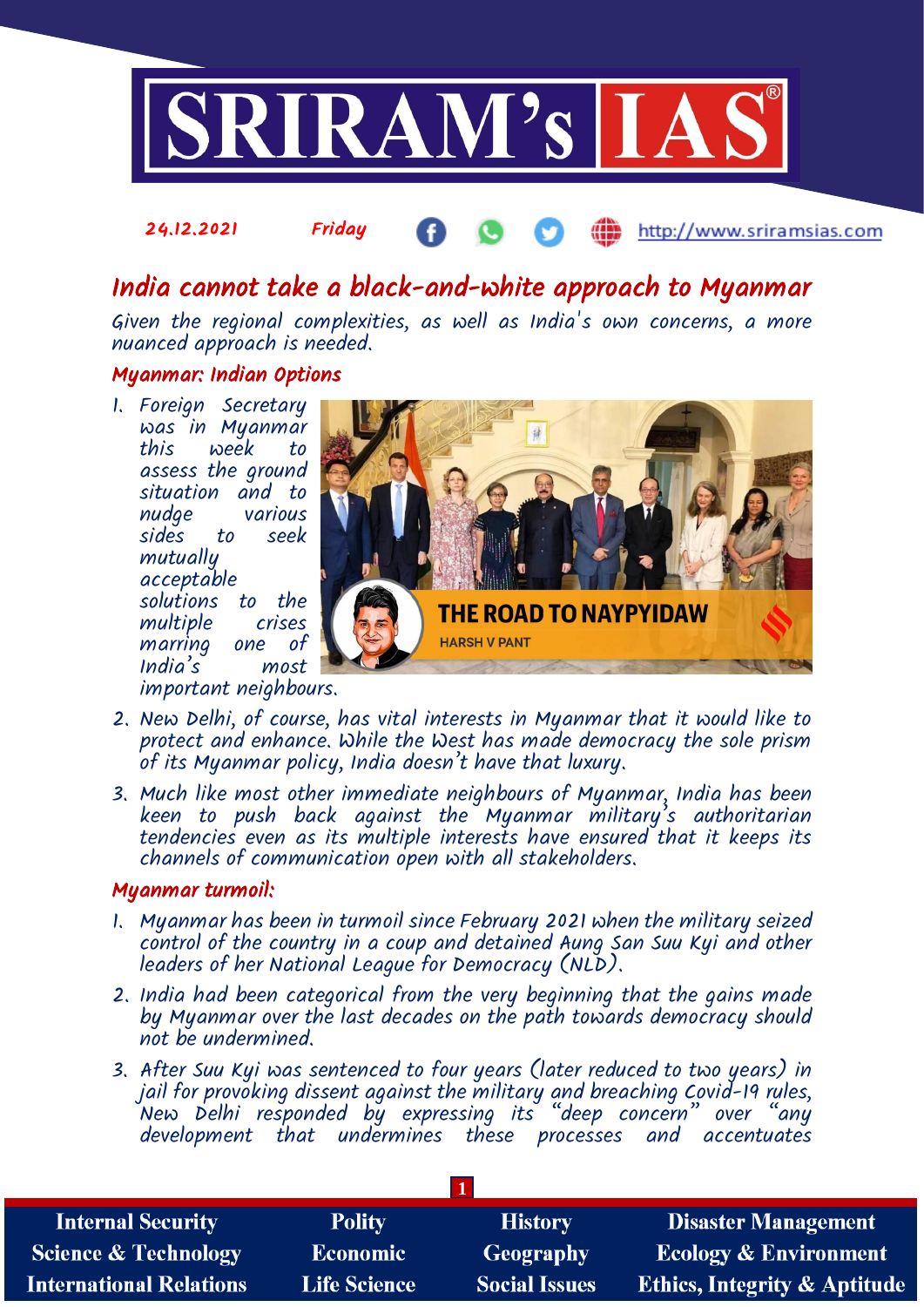24.12.2021 Friday http://www.sriramsias.com

# India cannot take a black-and-white approach to Myanmar

*Given the regional complexities, as well as India's own concerns, a more nuanced approach is needed.*

## Myanmar: Indian Options

1. Foreign Secretary was in Myanmar this week to assess the ground situation and to nudge various sides to seek mutually acceptable solutions to the multiple crises marring one of India's most important neighbours.
2. New Delhi, of course, has vital interests in Myanmar that it would like to protect and enhance. While the West has made democracy the sole prism of its Myanmar policy, India doesn't have that luxury.
3. Much like most other immediate neighbours of Myanmar, India has been keen to push back against the Myanmar military's authoritarian tendencies even as its multiple interests have ensured that it keeps its channels of communication open with all stakeholders.

## Myanmar turmoil:

1. Myanmar has been in turmoil since February 2021 when the military seized control of the country in a coup and detained Aung San Suu Kyi and other leaders of her National League for Democracy (NLD).
2. India had been categorical from the very beginning that the gains made by Myanmar over the last decades on the path towards democracy should not be undermined.
3. After Suu Kyi was sentenced to four years (later reduced to two years) in jail for provoking dissent against the military and breaching Covid-19 rules, New Delhi responded by expressing its "deep concern" over "any development that undermines these processes and accentuates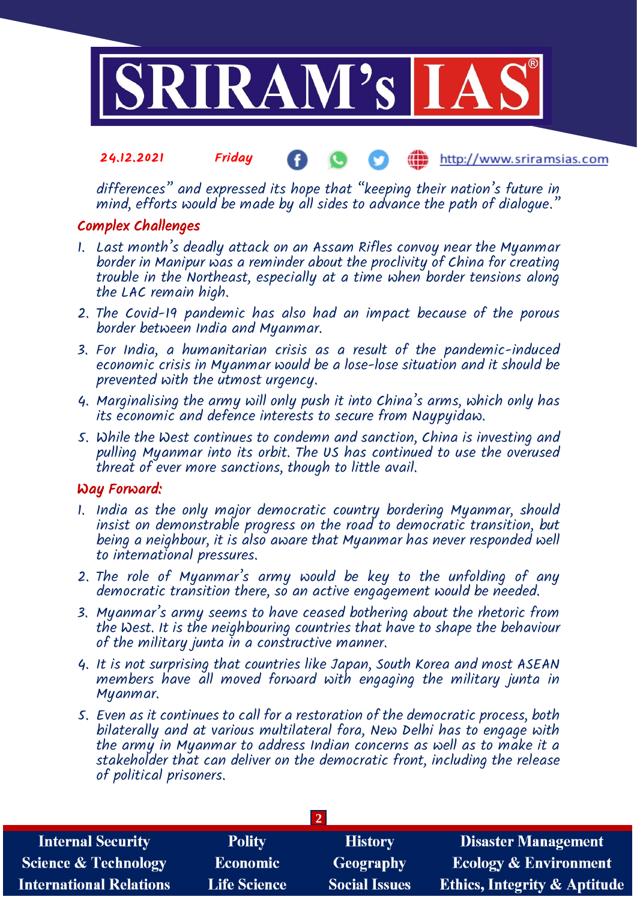differences" and expressed its hope that "keeping their nation's future in mind, efforts would be made by all sides to advance the path of dialogue."

## Complex Challenges

1. Last month's deadly attack on an Assam Rifles convoy near the Myanmar border in Manipur was a reminder about the proclivity of China for creating trouble in the Northeast, especially at a time when border tensions along the LAC remain high.
2. The Covid-19 pandemic has also had an impact because of the porous border between India and Myanmar.
3. For India, a humanitarian crisis as a result of the pandemic-induced economic crisis in Myanmar would be a lose-lose situation and it should be prevented with the utmost urgency.
4. Marginalising the army will only push it into China's arms, which only has its economic and defence interests to secure from Naypyidaw.
5. While the West continues to condemn and sanction, China is investing and pulling Myanmar into its orbit. The US has continued to use the overused threat of ever more sanctions, though to little avail.

## Way Forward:

1. India as the only major democratic country bordering Myanmar, should insist on demonstrable progress on the road to democratic transition, but being a neighbour, it is also aware that Myanmar has never responded well to international pressures.
2. The role of Myanmar's army would be key to the unfolding of any democratic transition there, so an active engagement would be needed.
3. Myanmar's army seems to have ceased bothering about the rhetoric from the West. It is the neighbouring countries that have to shape the behaviour of the military junta in a constructive manner.
4. It is not surprising that countries like Japan, South Korea and most ASEAN members have all moved forward with engaging the military junta in Myanmar.
5. Even as it continues to call for a restoration of the democratic process, both bilaterally and at various multilateral fora, New Delhi has to engage with the army in Myanmar to address Indian concerns as well as to make it a stakeholder that can deliver on the democratic front, including the release of political prisoners.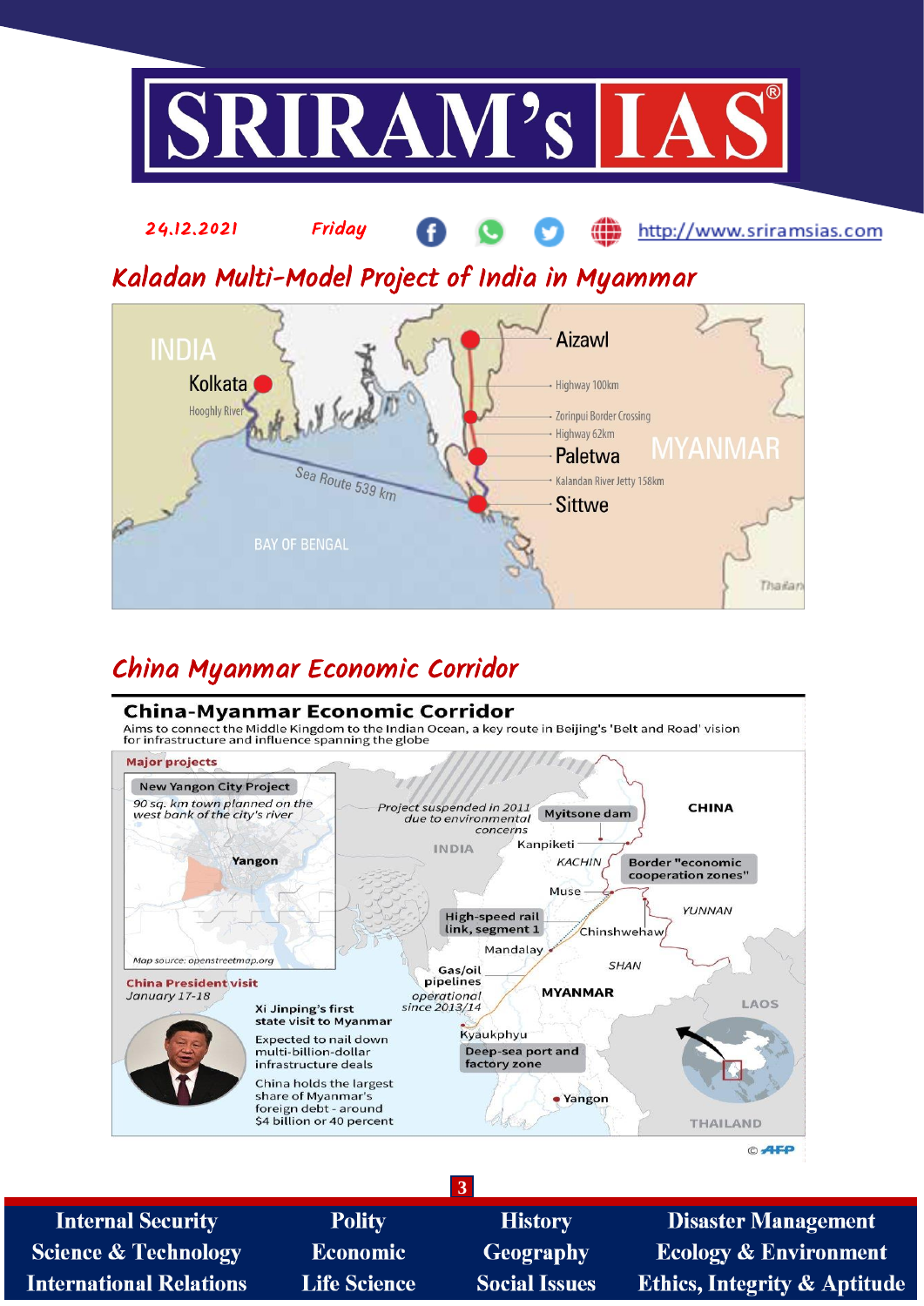## Kaladan Multi-Model Project of India in Myammar

INDIA

Kolkata

Hooghly River

Sea Route 539 km

BAY OF BENGAL

Aizawl

Highway 100km

Zorinpui Border Crossing

Highway 62km

Paletwa

Kalandan River Jetty 158km

Sittwe

MYANMAR

## China Myanmar Economic Corridor

### China-Myanmar Economic Corridor

Aims to connect the Middle Kingdom to the Indian Ocean, a key route in Beijing's 'Belt and Road' vision for infrastructure and influence spanning the globe

**Major projects**

**New Yangon City Project**

*90 sq. km town planned on the west bank of the city's river*

Yangon

*Map source: openstreetmap.org*

**China President visit**

*January 17-18*

Xi Jinping's first state visit to Myanmar

Expected to nail down multi-billion-dollar infrastructure deals

China holds the largest share of Myanmar's foreign debt - around $4 billion or 40 percent

*Project suspended in 2011 due to environmental concerns* — Myitsone dam

INDIA

Kanpiketi

KACHIN

Border "economic cooperation zones"

CHINA

Muse

YUNNAN

High-speed rail link, segment 1

Chinshwehaw

Mandalay

SHAN

Gas/oil pipelines *operational since 2013/14*

MYANMAR

LAOS

Kyaukphyu

Deep-sea port and factory zone

Yangon

THAILAND

© AFP